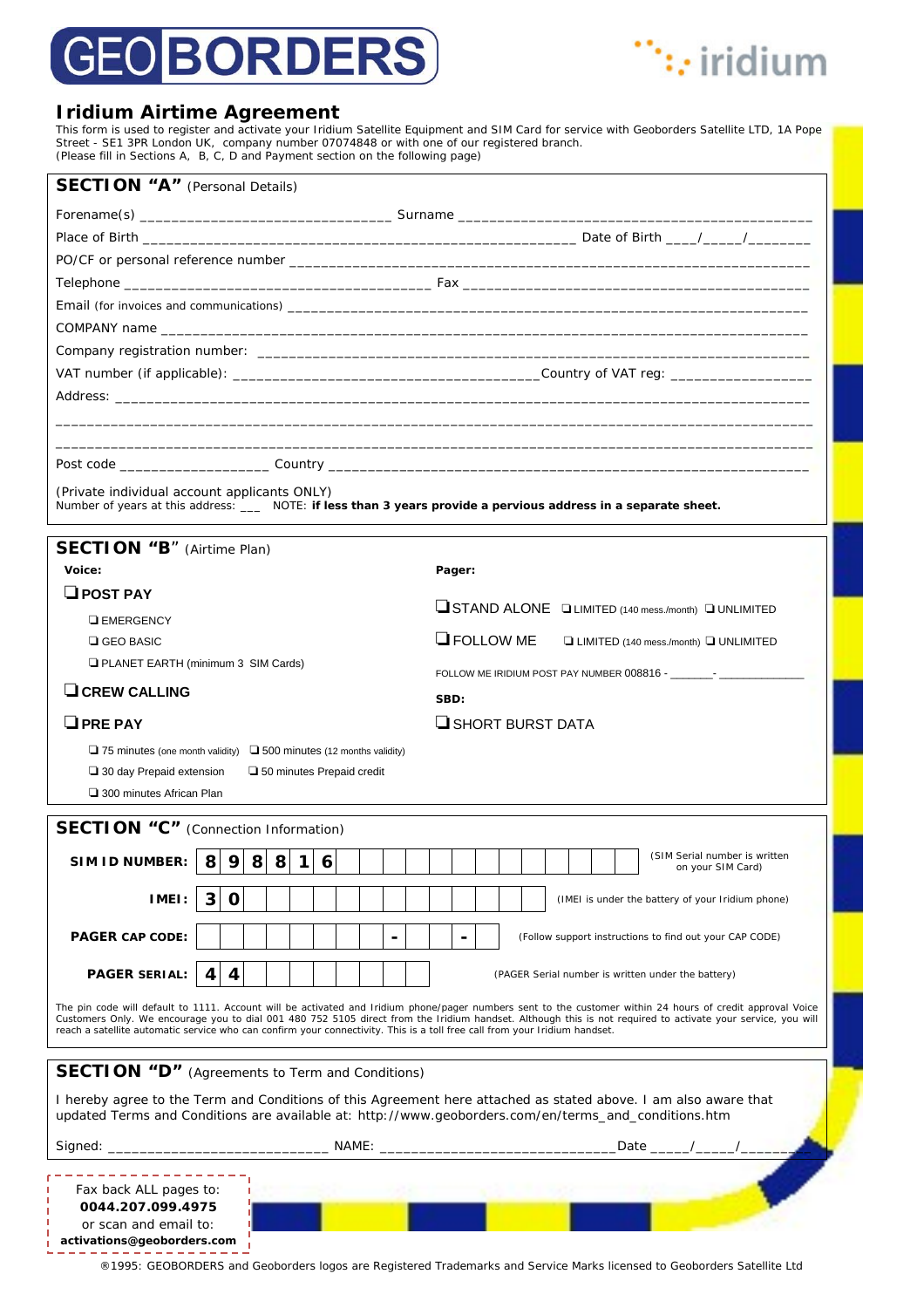# GEOBORDERS

iridium

## Iridium Airtime Agreement

This form is used to register and activate your Iridium Satellite Equipment and SIM Card for service with Geoborders Satellite LTD, 1A Pope Street - SE1 3PR London UK, company number 07074848 or with one of our registered branch.
(Please fill in Sections A, B, C, D and Payment section on the following page)

## SECTION "A" (Personal Details)

Forename(s) ______________________________ Surname ____________________________________________

Place of Birth ____________________________________________________ Date of Birth ____/_____/________

PO/CF or personal reference number ______________________________________________________________

Telephone _______________________________________ Fax ___________________________________________

Email (for invoices and communications) ___________________________________________________________

COMPANY name _________________________________________________________________________________

Company registration number: ____________________________________________________________________

VAT number (if applicable): _______________________________________Country of VAT reg: _________________

Address: ____________________________________________________________________________________

______________________________________________________________________________________________

______________________________________________________________________________________________

Post code ___________________ Country ___________________________________________________________

(Private individual account applicants ONLY)
Number of years at this address: ___ NOTE: **if less than 3 years provide a pervious address in a separate sheet.**

## SECTION "B" (Airtime Plan)

**Voice:**

- ❑ **POST PAY**
  - ❑ EMERGENCY
  - ❑ GEO BASIC
  - ❑ PLANET EARTH (minimum 3 SIM Cards)
- ❑ **CREW CALLING**
- ❑ **PRE PAY**
  - ❑ 75 minutes (one month validity) ❑ 500 minutes (12 months validity)
  - ❑ 30 day Prepaid extension ❑ 50 minutes Prepaid credit
  - ❑ 300 minutes African Plan

**Pager:**

- ❑ STAND ALONE ❑ LIMITED (140 mess./month) ❑ UNLIMITED
- ❑ FOLLOW ME ❑ LIMITED (140 mess./month) ❑ UNLIMITED

FOLLOW ME IRIDIUM POST PAY NUMBER 008816 - _______- _____________

**SBD:**

- ❑ SHORT BURST DATA

## SECTION "C" (Connection Information)

**SIM ID NUMBER:** 8 9 8 8 1 6 _ _ _ _ _ _ _ _ _ _ _ _ _ (SIM Serial number is written on your SIM Card)

**IMEI:** 3 0 _ _ _ _ _ _ _ _ _ _ _ _ _ (IMEI is under the battery of your Iridium phone)

**PAGER CAP CODE:** _ _ _ _ _ _ _ _ _ - _ _ _ - _ (Follow support instructions to find out your CAP CODE)

**PAGER SERIAL:** 4 4 _ _ _ _ _ _ _ _ (PAGER Serial number is written under the battery)

The pin code will default to 1111. Account will be activated and Iridium phone/pager numbers sent to the customer within 24 hours of credit approval Voice Customers Only. We encourage you to dial 001 480 752 5105 direct from the Iridium handset. Although this is not required to activate your service, you will reach a satellite automatic service who can confirm your connectivity. This is a toll free call from your Iridium handset.

## SECTION "D" (Agreements to Term and Conditions)

I hereby agree to the Term and Conditions of this Agreement here attached as stated above. I am also aware that updated Terms and Conditions are available at: http://www.geoborders.com/en/terms_and_conditions.htm

Signed: ___________________________ NAME: _____________________________Date _____/_____/________

Fax back ALL pages to:
**0044.207.099.4975**
or scan and email to:
**activations@geoborders.com**

®1995: GEOBORDERS and Geoborders logos are Registered Trademarks and Service Marks licensed to Geoborders Satellite Ltd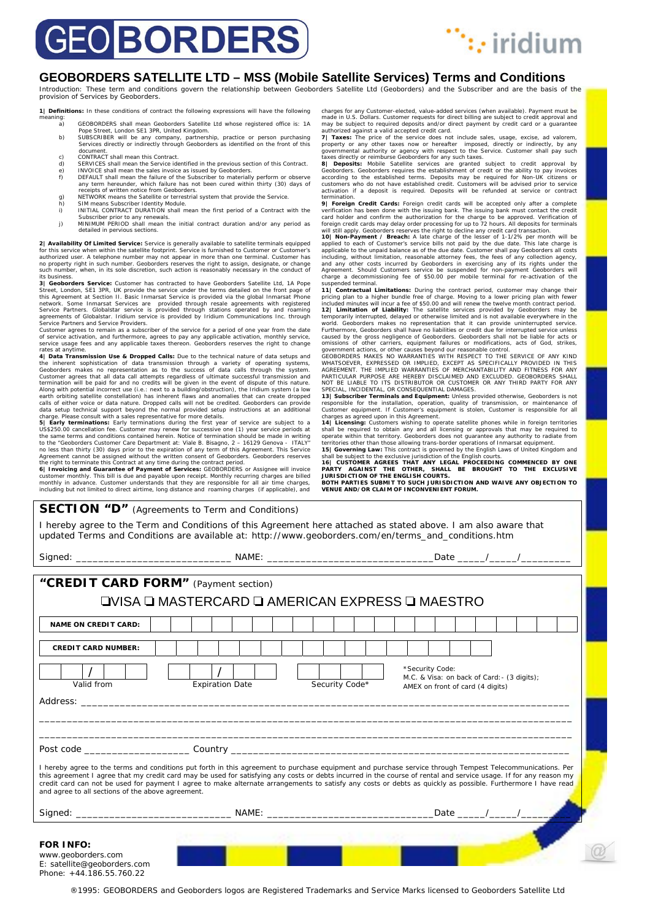# GEOBORDERS SATELLITE LTD – MSS (Mobile Satellite Services) Terms and Conditions

Introduction: These term and conditions govern the relationship between Geoborders Satellite Ltd (Geoborders) and the Subscriber and are the basis of the provision of Services by Geoborders.

**1| Definitions:** In these conditions of contract the following expressions will have the following meaning:

- a) GEOBORDERS shall mean Geoborders Satellite Ltd whose registered office is: 1A Pope Street, London SE1 3PR, United Kingdom.
- b) SUBSCRIBER will be any company, partnership, practice or person purchasing Services directly or indirectly through Geoborders as identified on the front of this document.
- c) CONTRACT shall mean this Contract.
- d) SERVICES shall mean the Service identified in the previous section of this Contract.
- e) INVOICE shall mean the sales invoice as issued by Geoborders.
- f) DEFAULT shall mean the failure of the Subscriber to materially perform or observe any term hereunder, which failure has not been cured within thirty (30) days of receipts of written notice from Geoborders.
- g) NETWORK means the Satellite or terrestrial system that provide the Service.
- h) SIM means Subscriber Identity Module.
- i) INITIAL CONTRACT DURATION shall mean the first period of a Contract with the Subscriber prior to any renewals.
- j) MINIMUM PERIOD shall mean the initial contract duration and/or any period as detailed in pervious sections.

**2| Availability Of Limited Service:** Service is generally available to satellite terminals equipped for this service when within the satellite footprint. Service is furnished to Customer or Customer's authorized user. A telephone number may not appear in more than one terminal. Customer has no property right in such number. Geoborders reserves the right to assign, designate, or change such number, when, in its sole discretion, such action is reasonably necessary in the conduct of its business.

**3| Geoborders Service:** Customer has contracted to have Geoborders Satellite Ltd, 1A Pope Street, London, SE1 3PR, UK provide the service under the terms detailed on the front page of this Agreement at Section II. Basic Inmarsat Service is provided via the global Inmarsat Phone network. Some Inmarsat Services are provided through resale agreements with registered Service Partners. Globalstar service is provided through stations operated by and roaming agreements of Globalstar. Iridium service is provided by Iridium Communications Inc. through Service Partners and Service Providers.

Customer agrees to remain as a subscriber of the service for a period of one year from the date of service activation, and furthermore, agrees to pay any applicable activation, monthly service, service usage fees and any applicable taxes thereon. Geoborders reserves the right to change rates at anytime.

**4| Data Transmission Use & Dropped Calls:** Due to the technical nature of data setups and the inherent sophistication of data transmission through a variety of operating systems, Geoborders makes no representation as to the success of data calls through the system. Customer agrees that all data call attempts regardless of ultimate successful transmission and termination will be paid for and no credits will be given in the event of dispute of this nature. Along with potential incorrect use (i.e.: next to a building/obstruction), the Iridium system (a low earth orbiting satellite constellation) has inherent flaws and anomalies that can create dropped calls of either voice or data nature. Dropped calls will not be credited. Geoborders can provide data setup technical support beyond the normal provided setup instructions at an additional charge. Please consult with a sales representative for more details.

**5| Early terminations:** Early terminations during the first year of service are subject to a US$250.00 cancellation fee. Customer may renew for successive one (1) year service periods at the same terms and conditions contained herein. Notice of termination should be made in writing to the "Geoborders Customer Care Department at: Viale B. Bisagno, 2 – 16129 Genova - ITALY" no less than thirty (30) days prior to the expiration of any term of this Agreement. This Service Agreement cannot be assigned without the written consent of Geoborders. Geoborders reserves the right to terminate this Contract at any time during the contract period.

**6| Invoicing and Guarantee of Payment of Services:** GEOBORDERS or Assignee will invoice customer monthly. This bill is due and payable upon receipt. Monthly recurring charges are billed monthly in advance. Customer understands that they are responsible for all air time charges, including but not limited to direct airtime, long distance and roaming charges (if applicable), and charges for any Customer-elected, value-added services (when available). Payment must be made in U.S. Dollars. Customer requests for direct billing are subject to credit approval and may be subject to required deposits and/or direct payment by credit card or a guarantee authorized against a valid accepted credit card.

**7| Taxes:** The price of the service does not include sales, usage, excise, ad valorem, property or any other taxes now or hereafter imposed, directly or indirectly, by any governmental authority or agency with respect to the Service. Customer shall pay such taxes directly or reimburse Geoborders for any such taxes.

**8| Deposits:** Mobile Satellite services are granted subject to credit approval by Geoborders. Geoborders requires the establishment of credit or the ability to pay invoices according to the established terms. Deposits may be required for Non-UK citizens or customers who do not have established credit. Customers will be advised prior to service activation if a deposit is required. Deposits will be refunded at service or contract termination.

**9| Foreign Credit Cards:** Foreign credit cards will be accepted only after a complete verification has been done with the issuing bank. The issuing bank must contact the credit card holder and confirm the authorization for the charge to be approved. Verification of foreign credit cards may delay order processing for up to 72 hours. All deposits for terminals will still apply. Geoborders reserves the right to decline any credit card transaction.

**10| Non-Payment / Breach:** A late charge of the lesser of 1-1/2% per month will be applied to each of Customer's service bills not paid by the due date. This late charge is applicable to the unpaid balance as of the due date. Customer shall pay Geoborders all costs including, without limitation, reasonable attorney fees, the fees of any collection agency, and any other costs incurred by Geoborders in exercising any of its rights under the Agreement. Should Customers service be suspended for non-payment Geoborders will charge a decommissioning fee of $50.00 per mobile terminal for re-activation of the suspended terminal.

**11| Contractual Limitations:** During the contract period, customer may change their pricing plan to a higher bundle free of charge. Moving to a lower pricing plan with fewer included minutes will incur a fee of $50.00 and will renew the twelve month contract period.

**12| Limitation of Liability:** The satellite services provided by Geoborders may be temporarily interrupted, delayed or otherwise limited and is not available everywhere in the world. Geoborders makes no representation that it can provide uninterrupted service. Furthermore, Geoborders shall have no liabilities or credit due for interrupted service unless caused by the gross negligence of Geoborders. Geoborders shall not be liable for acts or omissions of other carriers, equipment failures or modifications, acts of God, strikes, government actions, or other causes beyond our reasonable control.

GEOBORDERS MAKES NO WARRANTIES WITH RESPECT TO THE SERVICE OF ANY KIND WHATSOEVER, EXPRESSED OR IMPLIED, EXCEPT AS SPECIFICALLY PROVIDED IN THIS AGREEMENT. THE IMPLIED WARRANTIES OF MERCHANTABILITY AND FITNESS FOR ANY PARTICULAR PURPOSE ARE HEREBY DISCLAIMED AND EXCLUDED. GEOBORDERS SHALL NOT BE LIABLE TO ITS DISTRIBUTOR OR CUSTOMER OR ANY THIRD PARTY FOR ANY SPECIAL, INCIDENTAL, OR CONSEQUENTIAL DAMAGES.

**13| Subscriber Terminals and Equipment:** Unless provided otherwise, Geoborders is not responsible for the installation, operation, quality of transmission, or maintenance of Customer equipment. If Customer's equipment is stolen, Customer is responsible for all charges as agreed upon in this Agreement.

**14| Licensing:** Customers wishing to operate satellite phones while in foreign territories shall be required to obtain any and all licensing or approvals that may be required to operate within that territory. Geoborders does not guarantee any authority to radiate from territories other than those allowing trans-border operations of Inmarsat equipment.

**15| Governing Law:** This contract is governed by the English Laws of United Kingdom and shall be subject to the exclusive jurisdiction of the English courts.

**16| CUSTOMER AGREES THAT ANY LEGAL PROCEEDING COMMENCED BY ONE PARTY AGAINST THE OTHER, SHALL BE BROUGHT TO THE EXCLUSIVE JURISDICTION OF THE ENGLISH COURTS.**

**BOTH PARTIES SUBMIT TO SUCH JURISDICTION AND WAIVE ANY OBJECTION TO VENUE AND/OR CLAIM OF INCONVENIENT FORUM.**

## SECTION "D" (Agreements to Term and Conditions)

I hereby agree to the Term and Conditions of this Agreement here attached as stated above. I am also aware that updated Terms and Conditions are available at: http://www.geoborders.com/en/terms_and_conditions.htm

Signed: ___________________________ NAME: ______________________________ Date _____/_____/_________

## "CREDIT CARD FORM" (Payment section)

❏VISA ❏ MASTERCARD ❏ AMERICAN EXPRESS ❏ MAESTRO

| NAME ON CREDIT CARD: | |
|---|---|
| CREDIT CARD NUMBER: | |

| Valid from | Expiration Date | Security Code* |
|---|---|---|
| / | / | |

*Security Code:
M.C. & Visa: on back of Card:- (3 digits);
AMEX on front of card (4 digits)

Address: ___________________________________________________________________________________________

___________________________________________________________________________________________________

___________________________________________________________________________________________________

Post code ___________________ Country ________________________________________________________________

I hereby agree to the terms and conditions put forth in this agreement to purchase equipment and purchase service through Tempest Telecommunications. Per this agreement I agree that my credit card may be used for satisfying any costs or debts incurred in the course of rental and service usage. If for any reason my credit card can not be used for payment I agree to make alternate arrangements to satisfy any costs or debts as quickly as possible. Furthermore I have read and agree to all sections of the above agreement.

Signed: ___________________________ NAME: ______________________________ Date _____/_____/_________

**FOR INFO:**
www.geoborders.com
E: satellite@geoborders.com
Phone: +44.186.55.760.22

®1995: GEOBORDERS and Geoborders logos are Registered Trademarks and Service Marks licensed to Geoborders Satellite Ltd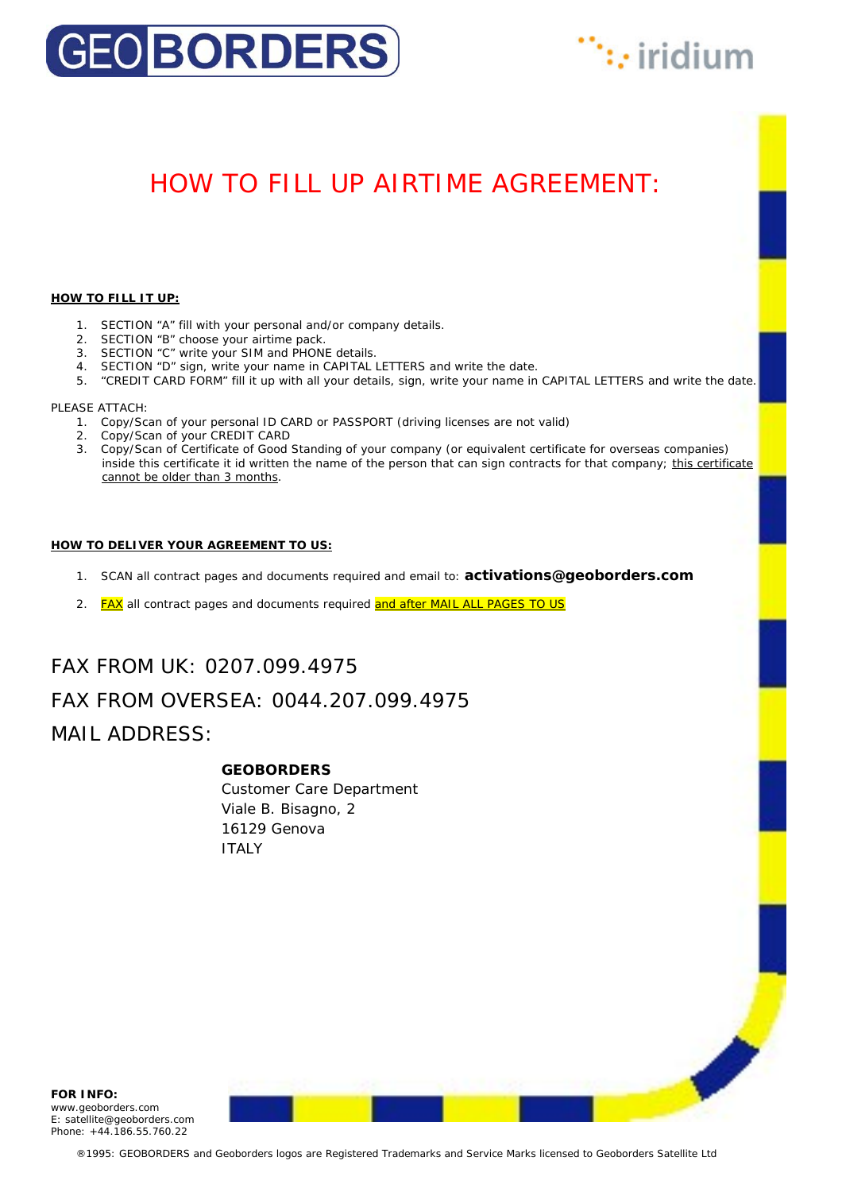GEOBORDERS iridium

# HOW TO FILL UP AIRTIME AGREEMENT:

**HOW TO FILL IT UP:**

1. SECTION "A" fill with your personal and/or company details.
2. SECTION "B" choose your airtime pack.
3. SECTION "C" write your SIM and PHONE details.
4. SECTION "D" sign, write your name in CAPITAL LETTERS and write the date.
5. "CREDIT CARD FORM" fill it up with all your details, sign, write your name in CAPITAL LETTERS and write the date.

PLEASE ATTACH:

1. Copy/Scan of your personal ID CARD or PASSPORT (driving licenses are not valid)
2. Copy/Scan of your CREDIT CARD
3. Copy/Scan of Certificate of Good Standing of your company (or equivalent certificate for overseas companies) inside this certificate it id written the name of the person that can sign contracts for that company; this certificate cannot be older than 3 months.

**HOW TO DELIVER YOUR AGREEMENT TO US:**

1. SCAN all contract pages and documents required and email to: **activations@geoborders.com**
2. FAX all contract pages and documents required and after MAIL ALL PAGES TO US

FAX FROM UK: 0207.099.4975

FAX FROM OVERSEA: 0044.207.099.4975

MAIL ADDRESS:

**GEOBORDERS**
Customer Care Department
Viale B. Bisagno, 2
16129 Genova
ITALY

**FOR INFO:**
www.geoborders.com
E: satellite@geoborders.com
Phone: +44.186.55.760.22

®1995: GEOBORDERS and Geoborders logos are Registered Trademarks and Service Marks licensed to Geoborders Satellite Ltd